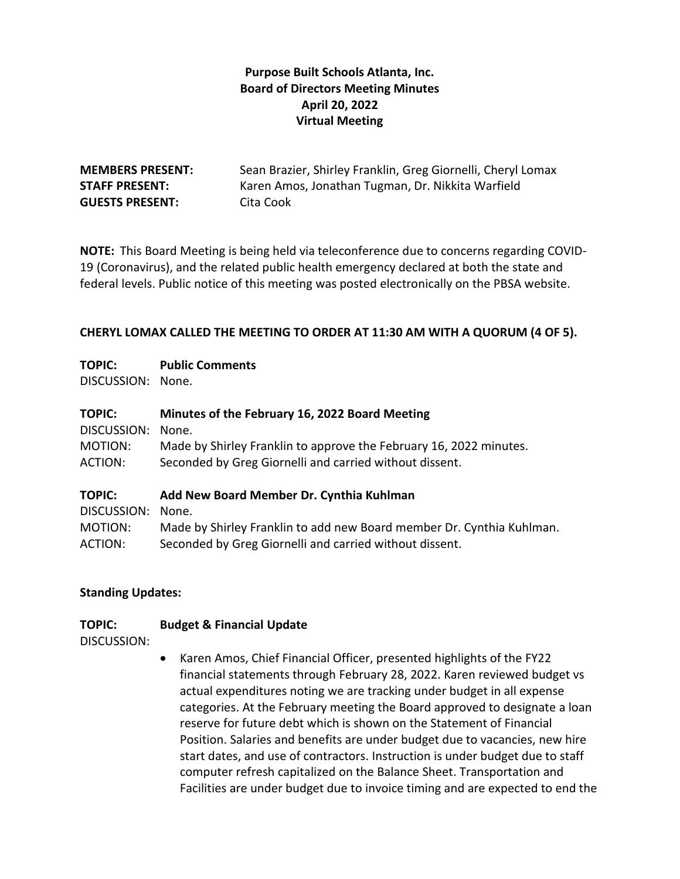**Purpose Built Schools Atlanta, Inc.**
**Board of Directors Meeting Minutes**
**April 20, 2022**
**Virtual Meeting**

**MEMBERS PRESENT:** Sean Brazier, Shirley Franklin, Greg Giornelli, Cheryl Lomax
**STAFF PRESENT:** Karen Amos, Jonathan Tugman, Dr. Nikkita Warfield
**GUESTS PRESENT:** Cita Cook

**NOTE:** This Board Meeting is being held via teleconference due to concerns regarding COVID-19 (Coronavirus), and the related public health emergency declared at both the state and federal levels. Public notice of this meeting was posted electronically on the PBSA website.

**CHERYL LOMAX CALLED THE MEETING TO ORDER AT 11:30 AM WITH A QUORUM (4 OF 5).**

**TOPIC:** **Public Comments**
DISCUSSION: None.

**TOPIC:** **Minutes of the February 16, 2022 Board Meeting**
DISCUSSION: None.
MOTION: Made by Shirley Franklin to approve the February 16, 2022 minutes.
ACTION: Seconded by Greg Giornelli and carried without dissent.

**TOPIC:** **Add New Board Member Dr. Cynthia Kuhlman**
DISCUSSION: None.
MOTION: Made by Shirley Franklin to add new Board member Dr. Cynthia Kuhlman.
ACTION: Seconded by Greg Giornelli and carried without dissent.

**Standing Updates:**

**TOPIC:** **Budget & Financial Update**
DISCUSSION:

- Karen Amos, Chief Financial Officer, presented highlights of the FY22 financial statements through February 28, 2022. Karen reviewed budget vs actual expenditures noting we are tracking under budget in all expense categories. At the February meeting the Board approved to designate a loan reserve for future debt which is shown on the Statement of Financial Position. Salaries and benefits are under budget due to vacancies, new hire start dates, and use of contractors. Instruction is under budget due to staff computer refresh capitalized on the Balance Sheet. Transportation and Facilities are under budget due to invoice timing and are expected to end the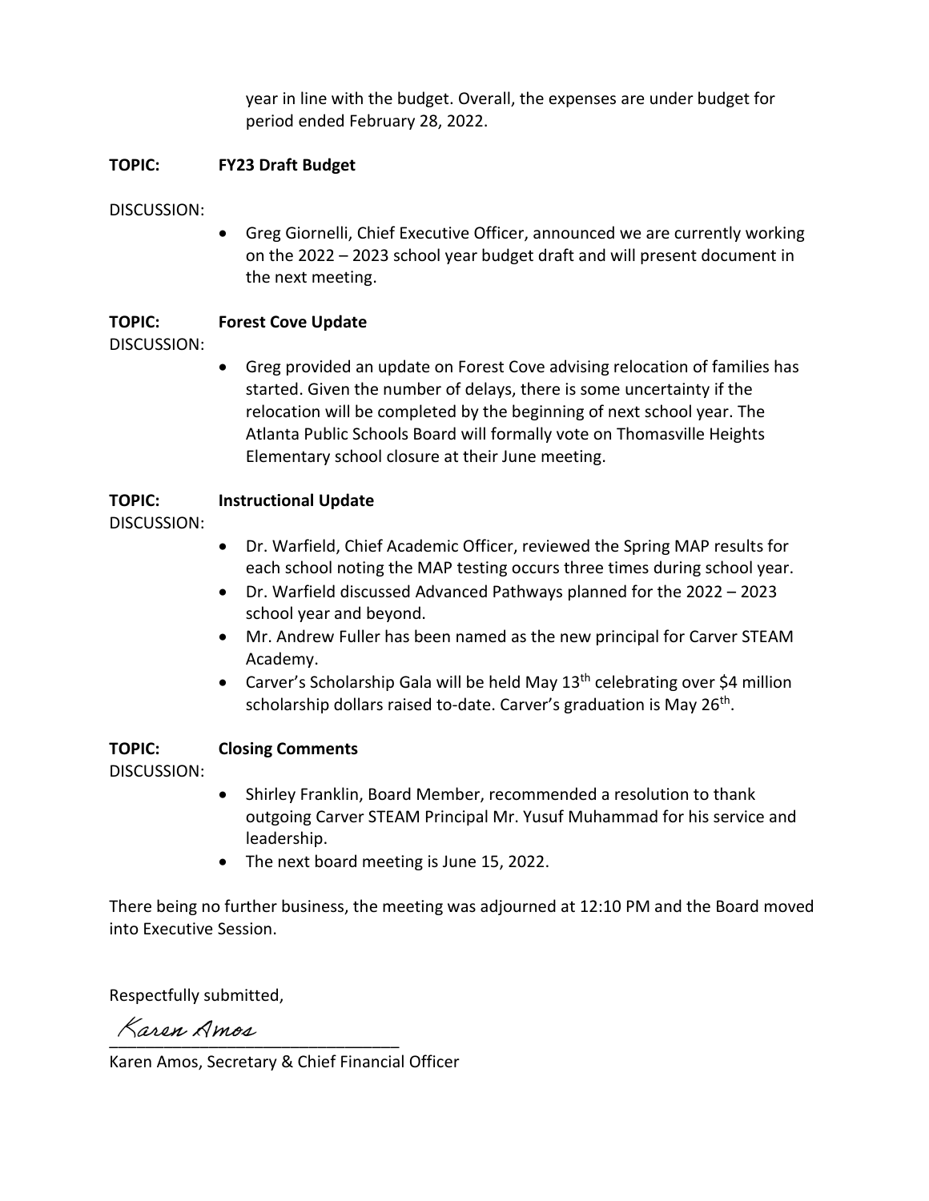year in line with the budget. Overall, the expenses are under budget for period ended February 28, 2022.

**TOPIC: FY23 Draft Budget**

DISCUSSION:

- Greg Giornelli, Chief Executive Officer, announced we are currently working on the 2022 – 2023 school year budget draft and will present document in the next meeting.

**TOPIC: Forest Cove Update**

DISCUSSION:

- Greg provided an update on Forest Cove advising relocation of families has started. Given the number of delays, there is some uncertainty if the relocation will be completed by the beginning of next school year. The Atlanta Public Schools Board will formally vote on Thomasville Heights Elementary school closure at their June meeting.

**TOPIC: Instructional Update**

DISCUSSION:

- Dr. Warfield, Chief Academic Officer, reviewed the Spring MAP results for each school noting the MAP testing occurs three times during school year.
- Dr. Warfield discussed Advanced Pathways planned for the 2022 – 2023 school year and beyond.
- Mr. Andrew Fuller has been named as the new principal for Carver STEAM Academy.
- Carver's Scholarship Gala will be held May 13th celebrating over $4 million scholarship dollars raised to-date. Carver's graduation is May 26th.

**TOPIC: Closing Comments**

DISCUSSION:

- Shirley Franklin, Board Member, recommended a resolution to thank outgoing Carver STEAM Principal Mr. Yusuf Muhammad for his service and leadership.
- The next board meeting is June 15, 2022.

There being no further business, the meeting was adjourned at 12:10 PM and the Board moved into Executive Session.

Respectfully submitted,

Karen Amos

Karen Amos, Secretary & Chief Financial Officer